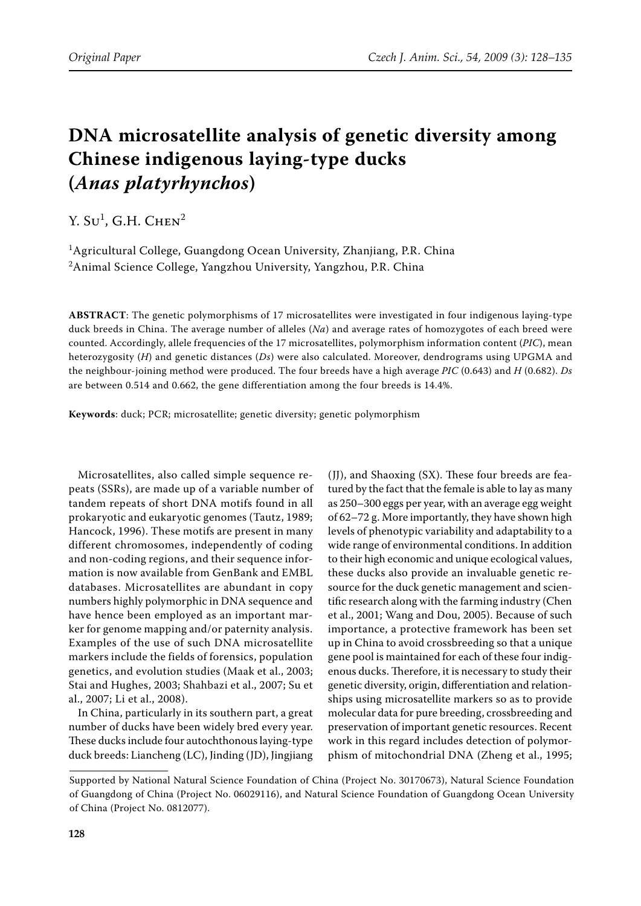# DNA microsatellite analysis of genetic diversity among Chinese indigenous laying-type ducks (*Anas platyrhynchos*)

Y. Su[1], G.H. Chen[2]

[1]Agricultural College, Guangdong Ocean University, Zhanjiang, P.R. China
[2]Animal Science College, Yangzhou University, Yangzhou, P.R. China

**ABSTRACT**: The genetic polymorphisms of 17 microsatellites were investigated in four indigenous laying-type duck breeds in China. The average number of alleles (*Na*) and average rates of homozygotes of each breed were counted. Accordingly, allele frequencies of the 17 microsatellites, polymorphism information content (*PIC*), mean heterozygosity (*H*) and genetic distances (*Ds*) were also calculated. Moreover, dendrograms using UPGMA and the neighbour-joining method were produced. The four breeds have a high average *PIC* (0.643) and *H* (0.682). *Ds* are between 0.514 and 0.662, the gene differentiation among the four breeds is 14.4%.

**Keywords**: duck; PCR; microsatellite; genetic diversity; genetic polymorphism

Microsatellites, also called simple sequence repeats (SSRs), are made up of a variable number of tandem repeats of short DNA motifs found in all prokaryotic and eukaryotic genomes (Tautz, 1989; Hancock, 1996). These motifs are present in many different chromosomes, independently of coding and non-coding regions, and their sequence information is now available from GenBank and EMBL databases. Microsatellites are abundant in copy numbers highly polymorphic in DNA sequence and have hence been employed as an important marker for genome mapping and/or paternity analysis. Examples of the use of such DNA microsatellite markers include the fields of forensics, population genetics, and evolution studies (Maak et al., 2003; Stai and Hughes, 2003; Shahbazi et al., 2007; Su et al., 2007; Li et al., 2008).

In China, particularly in its southern part, a great number of ducks have been widely bred every year. These ducks include four autochthonous laying-type duck breeds: Liancheng (LC), Jinding (JD), Jingjiang (JJ), and Shaoxing (SX). These four breeds are featured by the fact that the female is able to lay as many as 250–300 eggs per year, with an average egg weight of 62–72 g. More importantly, they have shown high levels of phenotypic variability and adaptability to a wide range of environmental conditions. In addition to their high economic and unique ecological values, these ducks also provide an invaluable genetic resource for the duck genetic management and scientific research along with the farming industry (Chen et al., 2001; Wang and Dou, 2005). Because of such importance, a protective framework has been set up in China to avoid crossbreeding so that a unique gene pool is maintained for each of these four indigenous ducks. Therefore, it is necessary to study their genetic diversity, origin, differentiation and relationships using microsatellite markers so as to provide molecular data for pure breeding, crossbreeding and preservation of important genetic resources. Recent work in this regard includes detection of polymorphism of mitochondrial DNA (Zheng et al., 1995;

Supported by National Natural Science Foundation of China (Project No. 30170673), Natural Science Foundation of Guangdong of China (Project No. 06029116), and Natural Science Foundation of Guangdong Ocean University of China (Project No. 0812077).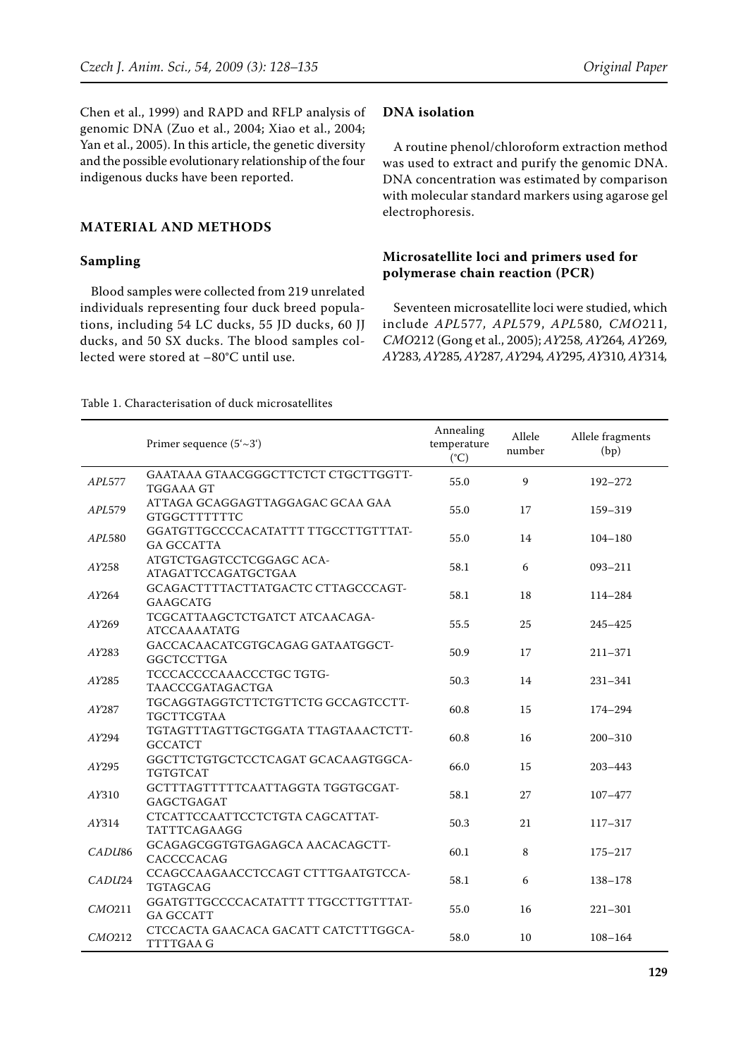Chen et al., 1999) and RAPD and RFLP analysis of genomic DNA (Zuo et al., 2004; Xiao et al., 2004; Yan et al., 2005). In this article, the genetic diversity and the possible evolutionary relationship of the four indigenous ducks have been reported.

## MATERIAL AND METHODS

### Sampling

Blood samples were collected from 219 unrelated individuals representing four duck breed populations, including 54 LC ducks, 55 JD ducks, 60 JJ ducks, and 50 SX ducks. The blood samples collected were stored at −80°C until use.

### DNA isolation

A routine phenol/chloroform extraction method was used to extract and purify the genomic DNA. DNA concentration was estimated by comparison with molecular standard markers using agarose gel electrophoresis.

### Microsatellite loci and primers used for polymerase chain reaction (PCR)

Seventeen microsatellite loci were studied, which include *APL*577, *APL*579, *APL*580, *CMO*211, *CMO*212 (Gong et al., 2005); *AY*258, *AY*264, *AY*269, *AY*283, *AY*285, *AY*287, *AY*294, *AY*295, *AY*310, *AY*314,

Table 1. Characterisation of duck microsatellites

| | Primer sequence (5'~3') | Annealing temperature (°C) | Allele number | Allele fragments (bp) |
|---|---|---|---|---|
| *APL*577 | GAATAAA GTAACGGGCTTCTCT CTGCTTGGTT-TGGAAA GT | 55.0 | 9 | 192–272 |
| *APL*579 | ATTAGA GCAGGAGTTAGGAGAC GCAA GAA GTGGCTTTTTTC | 55.0 | 17 | 159–319 |
| *APL*580 | GGATGTTGCCCCACATATTT TTGCCTTGTTTAT-GA GCCATTA | 55.0 | 14 | 104–180 |
| *AY*258 | ATGTCTGAGTCCTCGGAGC ACA-ATAGATTCCAGATGCTGAA | 58.1 | 6 | 093–211 |
| *AY*264 | GCAGACTTTTACTTATGACTC CTTAGCCCAGT-GAAGCATG | 58.1 | 18 | 114–284 |
| *AY*269 | TCGCATTAAGCTCTGATCT ATCAACAGA-ATCCAAAATATG | 55.5 | 25 | 245–425 |
| *AY*283 | GACCACAACATCGTGCAGAG GATAATGGCT-GGCTCCTTGA | 50.9 | 17 | 211–371 |
| *AY*285 | TCCCACCCCAAACCCTGC TGTG-TAACCCGATAGACTGA | 50.3 | 14 | 231–341 |
| *AY*287 | TGCAGGTAGGTCTTCTGTTCTG GCCAGTCCTT-TGCTTCGTAA | 60.8 | 15 | 174–294 |
| *AY*294 | TGTAGTTTAGTTGCTGGATA TTAGTAAACTCTT-GCCATCT | 60.8 | 16 | 200–310 |
| *AY*295 | GGCTTCTGTGCTCCTCAGAT GCACAAGTGGCA-TGTGTCAT | 66.0 | 15 | 203–443 |
| *AY*310 | GCTTTAGTTTTTCAATTAGGTA TGGTGCGAT-GAGCTGAGAT | 58.1 | 27 | 107–477 |
| *AY*314 | CTCATTCCAATTCCTCTGTA CAGCATTAT-TATTTCAGAAGG | 50.3 | 21 | 117–317 |
| *CADU*86 | GCAGAGCGGTGTGAGAGCA AACACAGCTT-CACCCCACAG | 60.1 | 8 | 175–217 |
| *CADU*24 | CCAGCCAAGAACCTCCAGT CTTTGAATGTCCA-TGTAGCAG | 58.1 | 6 | 138–178 |
| *CMO*211 | GGATGTTGCCCCACATATTT TTGCCTTGTTTAT-GA GCCATT | 55.0 | 16 | 221–301 |
| *CMO*212 | CTCCACTA GAACACA GACATT CATCTTTGGCA-TTTTGAA G | 58.0 | 10 | 108–164 |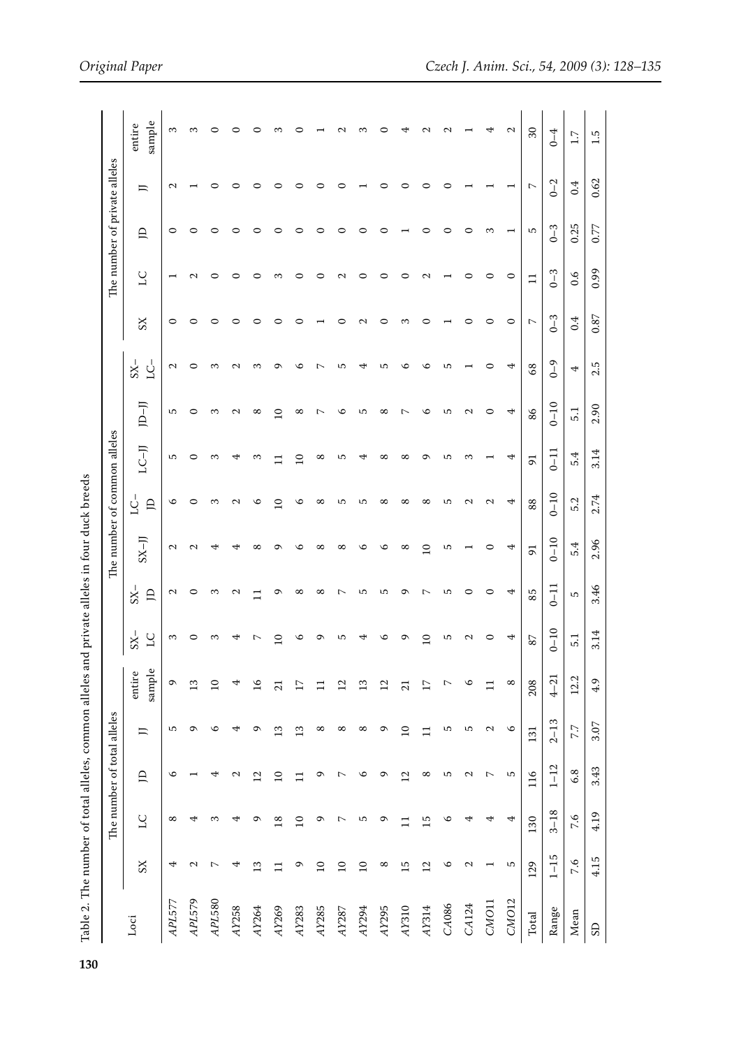Table 2. The number of total alleles, common alleles and private alleles in four duck breeds

| Loci | The number of total alleles | | | | | The number of common alleles | | | | | | The number of private alleles | | | | |
|---|---|---|---|---|---|---|---|---|---|---|---|---|---|---|---|---|
| | SX | LC | JD | JJ | entire sample | SX–LC | SX–JD | SX–JJ | LC–JD | LC–JJ | JD–JJ | SX–LC– | SX | LC | JD | JJ | entire sample |
| *APL577* | 4 | 8 | 6 | 5 | 9 | 3 | 2 | 2 | 6 | 5 | 5 | 2 | 0 | 1 | 0 | 2 | 3 |
| *APL579* | 2 | 4 | 1 | 9 | 13 | 0 | 0 | 2 | 0 | 0 | 0 | 0 | 0 | 2 | 0 | 1 | 3 |
| *APL580* | 7 | 3 | 4 | 6 | 10 | 3 | 3 | 4 | 3 | 3 | 3 | 3 | 0 | 0 | 0 | 0 | 0 |
| *AY258* | 4 | 4 | 2 | 4 | 4 | 4 | 2 | 4 | 2 | 4 | 2 | 2 | 0 | 0 | 0 | 0 | 0 |
| *AY264* | 13 | 9 | 12 | 9 | 16 | 7 | 11 | 8 | 6 | 3 | 8 | 3 | 0 | 0 | 0 | 0 | 0 |
| *AY269* | 11 | 18 | 10 | 13 | 21 | 10 | 9 | 9 | 10 | 11 | 10 | 9 | 0 | 3 | 0 | 0 | 3 |
| *AY283* | 9 | 10 | 11 | 13 | 17 | 6 | 8 | 6 | 6 | 10 | 8 | 6 | 0 | 0 | 0 | 0 | 0 |
| *AY285* | 10 | 9 | 9 | 8 | 11 | 9 | 8 | 8 | 8 | 8 | 7 | 7 | 1 | 0 | 0 | 0 | 1 |
| *AY287* | 10 | 7 | 7 | 8 | 12 | 5 | 7 | 8 | 5 | 5 | 6 | 5 | 0 | 2 | 0 | 0 | 2 |
| *AY294* | 10 | 5 | 6 | 8 | 13 | 4 | 5 | 6 | 5 | 4 | 5 | 4 | 2 | 0 | 0 | 1 | 3 |
| *AY295* | 8 | 9 | 9 | 9 | 12 | 6 | 5 | 6 | 8 | 8 | 8 | 5 | 0 | 0 | 0 | 0 | 0 |
| *AY310* | 15 | 11 | 12 | 10 | 21 | 9 | 9 | 8 | 8 | 8 | 7 | 6 | 3 | 0 | 1 | 0 | 4 |
| *AY314* | 12 | 15 | 8 | 11 | 17 | 10 | 7 | 10 | 8 | 9 | 6 | 6 | 0 | 2 | 0 | 0 | 2 |
| *CA086* | 6 | 6 | 5 | 5 | 7 | 5 | 5 | 5 | 5 | 5 | 5 | 5 | 1 | 1 | 0 | 0 | 2 |
| *CA124* | 2 | 4 | 2 | 5 | 6 | 2 | 0 | 1 | 2 | 3 | 2 | 1 | 0 | 0 | 0 | 1 | 1 |
| *CMO11* | 1 | 4 | 7 | 2 | 11 | 0 | 0 | 0 | 2 | 1 | 0 | 0 | 0 | 0 | 3 | 1 | 4 |
| *CMO12* | 5 | 4 | 5 | 6 | 8 | 4 | 4 | 4 | 4 | 4 | 4 | 4 | 0 | 0 | 1 | 1 | 2 |
| Total | 129 | 130 | 116 | 131 | 208 | 87 | 85 | 91 | 88 | 91 | 86 | 68 | 7 | 11 | 5 | 7 | 30 |
| Range | 1–15 | 3–18 | 1–12 | 2–13 | 4–21 | 0–10 | 0–11 | 0–10 | 0–10 | 0–11 | 0–10 | 0–9 | 0–3 | 0–3 | 0–3 | 0–2 | 0–4 |
| Mean | 7.6 | 7.6 | 6.8 | 7.7 | 12.2 | 5.1 | 5 | 5.4 | 5.2 | 5.4 | 5.1 | 4 | 0.4 | 0.6 | 0.25 | 0.4 | 1.7 |
| SD | 4.15 | 4.19 | 3.43 | 3.07 | 4.9 | 3.14 | 3.46 | 2.96 | 2.74 | 3.14 | 2.90 | 2.5 | 0.87 | 0.99 | 0.77 | 0.62 | 1.5 |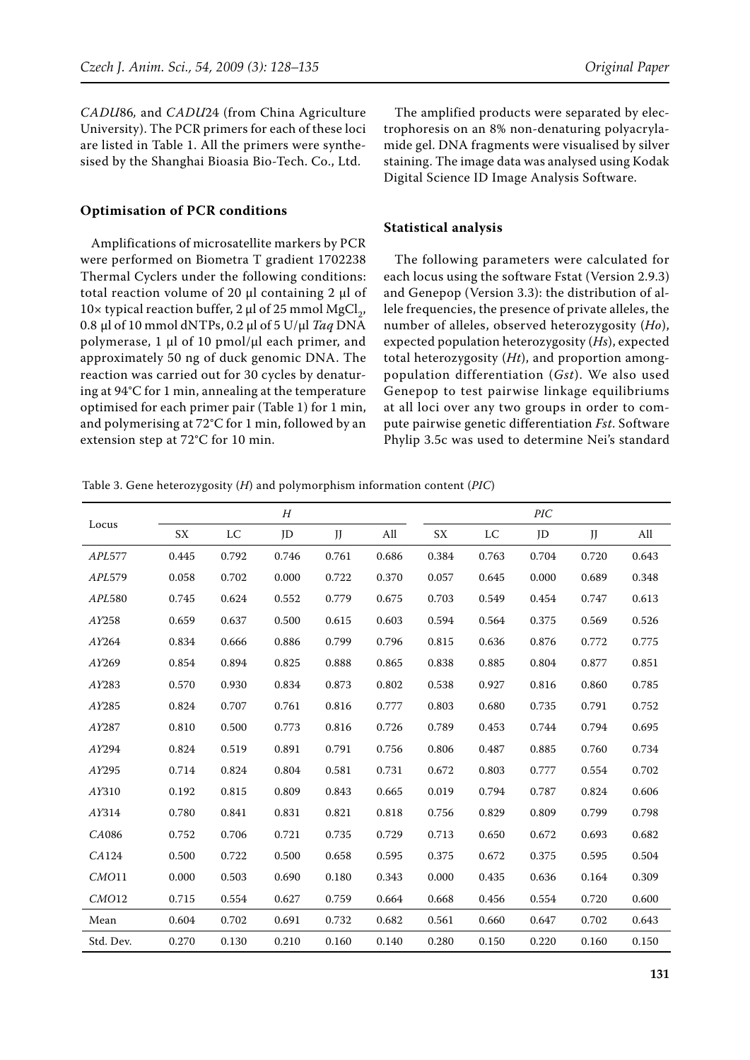*CADU*86, and *CADU*24 (from China Agriculture University). The PCR primers for each of these loci are listed in Table 1. All the primers were synthesised by the Shanghai Bioasia Bio-Tech. Co., Ltd.

### Optimisation of PCR conditions

Amplifications of microsatellite markers by PCR were performed on Biometra T gradient 1702238 Thermal Cyclers under the following conditions: total reaction volume of 20 µl containing 2 µl of 10× typical reaction buffer, 2 µl of 25 mmol $MgCl_2$, 0.8 µl of 10 mmol dNTPs, 0.2 µl of 5 U/µl *Taq* DNA polymerase, 1 µl of 10 pmol/µl each primer, and approximately 50 ng of duck genomic DNA. The reaction was carried out for 30 cycles by denaturing at 94°C for 1 min, annealing at the temperature optimised for each primer pair (Table 1) for 1 min, and polymerising at 72°C for 1 min, followed by an extension step at 72°C for 10 min.

The amplified products were separated by electrophoresis on an 8% non-denaturing polyacrylamide gel. DNA fragments were visualised by silver staining. The image data was analysed using Kodak Digital Science ID Image Analysis Software.

### Statistical analysis

The following parameters were calculated for each locus using the software Fstat (Version 2.9.3) and Genepop (Version 3.3): the distribution of allele frequencies, the presence of private alleles, the number of alleles, observed heterozygosity (*Ho*), expected population heterozygosity (*Hs*), expected total heterozygosity (*Ht*), and proportion among-population differentiation (*Gst*). We also used Genepop to test pairwise linkage equilibriums at all loci over any two groups in order to compute pairwise genetic differentiation *Fst*. Software Phylip 3.5c was used to determine Nei's standard

Table 3. Gene heterozygosity (*H*) and polymorphism information content (*PIC*)

| Locus | *H* | | | | | *PIC* | | | | |
|---|---|---|---|---|---|---|---|---|---|---|
| | SX | LC | JD | JJ | All | SX | LC | JD | JJ | All |
| *APL*577 | 0.445 | 0.792 | 0.746 | 0.761 | 0.686 | 0.384 | 0.763 | 0.704 | 0.720 | 0.643 |
| *APL*579 | 0.058 | 0.702 | 0.000 | 0.722 | 0.370 | 0.057 | 0.645 | 0.000 | 0.689 | 0.348 |
| *APL*580 | 0.745 | 0.624 | 0.552 | 0.779 | 0.675 | 0.703 | 0.549 | 0.454 | 0.747 | 0.613 |
| *AY*258 | 0.659 | 0.637 | 0.500 | 0.615 | 0.603 | 0.594 | 0.564 | 0.375 | 0.569 | 0.526 |
| *AY*264 | 0.834 | 0.666 | 0.886 | 0.799 | 0.796 | 0.815 | 0.636 | 0.876 | 0.772 | 0.775 |
| *AY*269 | 0.854 | 0.894 | 0.825 | 0.888 | 0.865 | 0.838 | 0.885 | 0.804 | 0.877 | 0.851 |
| *AY*283 | 0.570 | 0.930 | 0.834 | 0.873 | 0.802 | 0.538 | 0.927 | 0.816 | 0.860 | 0.785 |
| *AY*285 | 0.824 | 0.707 | 0.761 | 0.816 | 0.777 | 0.803 | 0.680 | 0.735 | 0.791 | 0.752 |
| *AY*287 | 0.810 | 0.500 | 0.773 | 0.816 | 0.726 | 0.789 | 0.453 | 0.744 | 0.794 | 0.695 |
| *AY*294 | 0.824 | 0.519 | 0.891 | 0.791 | 0.756 | 0.806 | 0.487 | 0.885 | 0.760 | 0.734 |
| *AY*295 | 0.714 | 0.824 | 0.804 | 0.581 | 0.731 | 0.672 | 0.803 | 0.777 | 0.554 | 0.702 |
| *AY*310 | 0.192 | 0.815 | 0.809 | 0.843 | 0.665 | 0.019 | 0.794 | 0.787 | 0.824 | 0.606 |
| *AY*314 | 0.780 | 0.841 | 0.831 | 0.821 | 0.818 | 0.756 | 0.829 | 0.809 | 0.799 | 0.798 |
| *CA*086 | 0.752 | 0.706 | 0.721 | 0.735 | 0.729 | 0.713 | 0.650 | 0.672 | 0.693 | 0.682 |
| *CA*124 | 0.500 | 0.722 | 0.500 | 0.658 | 0.595 | 0.375 | 0.672 | 0.375 | 0.595 | 0.504 |
| *CMO*11 | 0.000 | 0.503 | 0.690 | 0.180 | 0.343 | 0.000 | 0.435 | 0.636 | 0.164 | 0.309 |
| *CMO*12 | 0.715 | 0.554 | 0.627 | 0.759 | 0.664 | 0.668 | 0.456 | 0.554 | 0.720 | 0.600 |
| Mean | 0.604 | 0.702 | 0.691 | 0.732 | 0.682 | 0.561 | 0.660 | 0.647 | 0.702 | 0.643 |
| Std. Dev. | 0.270 | 0.130 | 0.210 | 0.160 | 0.140 | 0.280 | 0.150 | 0.220 | 0.160 | 0.150 |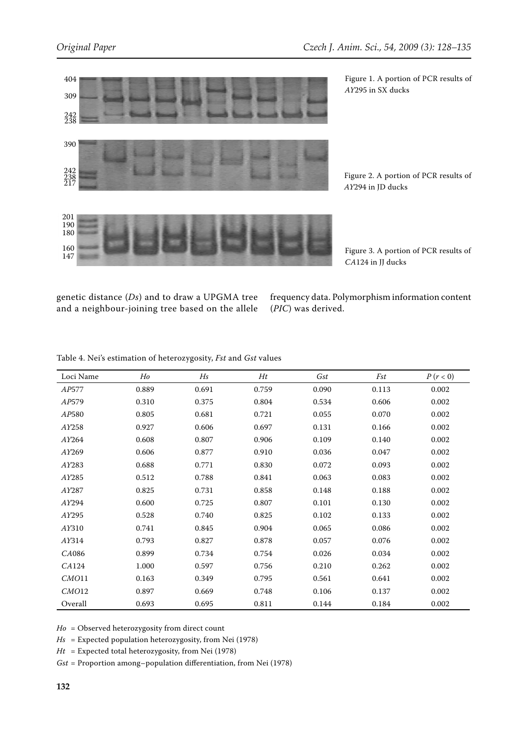Figure 1. A portion of PCR results of *AY*295 in SX ducks

Figure 2. A portion of PCR results of *AY*294 in JD ducks

Figure 3. A portion of PCR results of *CA*124 in JJ ducks

genetic distance (*Ds*) and to draw a UPGMA tree and a neighbour-joining tree based on the allele frequency data. Polymorphism information content (*PIC*) was derived.

Table 4. Nei's estimation of heterozygosity, *Fst* and *Gst* values

| Loci Name | *Ho* | *Hs* | *Ht* | *Gst* | *Fst* | $P(r < 0)$ |
|---|---|---|---|---|---|---|
| *AP*577 | 0.889 | 0.691 | 0.759 | 0.090 | 0.113 | 0.002 |
| *AP*579 | 0.310 | 0.375 | 0.804 | 0.534 | 0.606 | 0.002 |
| *AP*580 | 0.805 | 0.681 | 0.721 | 0.055 | 0.070 | 0.002 |
| *AY*258 | 0.927 | 0.606 | 0.697 | 0.131 | 0.166 | 0.002 |
| *AY*264 | 0.608 | 0.807 | 0.906 | 0.109 | 0.140 | 0.002 |
| *AY*269 | 0.606 | 0.877 | 0.910 | 0.036 | 0.047 | 0.002 |
| *AY*283 | 0.688 | 0.771 | 0.830 | 0.072 | 0.093 | 0.002 |
| *AY*285 | 0.512 | 0.788 | 0.841 | 0.063 | 0.083 | 0.002 |
| *AY*287 | 0.825 | 0.731 | 0.858 | 0.148 | 0.188 | 0.002 |
| *AY*294 | 0.600 | 0.725 | 0.807 | 0.101 | 0.130 | 0.002 |
| *AY*295 | 0.528 | 0.740 | 0.825 | 0.102 | 0.133 | 0.002 |
| *AY*310 | 0.741 | 0.845 | 0.904 | 0.065 | 0.086 | 0.002 |
| *AY*314 | 0.793 | 0.827 | 0.878 | 0.057 | 0.076 | 0.002 |
| *CA*086 | 0.899 | 0.734 | 0.754 | 0.026 | 0.034 | 0.002 |
| *CA*124 | 1.000 | 0.597 | 0.756 | 0.210 | 0.262 | 0.002 |
| *CMO*11 | 0.163 | 0.349 | 0.795 | 0.561 | 0.641 | 0.002 |
| *CMO*12 | 0.897 | 0.669 | 0.748 | 0.106 | 0.137 | 0.002 |
| Overall | 0.693 | 0.695 | 0.811 | 0.144 | 0.184 | 0.002 |

*Ho* = Observed heterozygosity from direct count

*Hs* = Expected population heterozygosity, from Nei (1978)

*Ht* = Expected total heterozygosity, from Nei (1978)

*Gst* = Proportion among–population differentiation, from Nei (1978)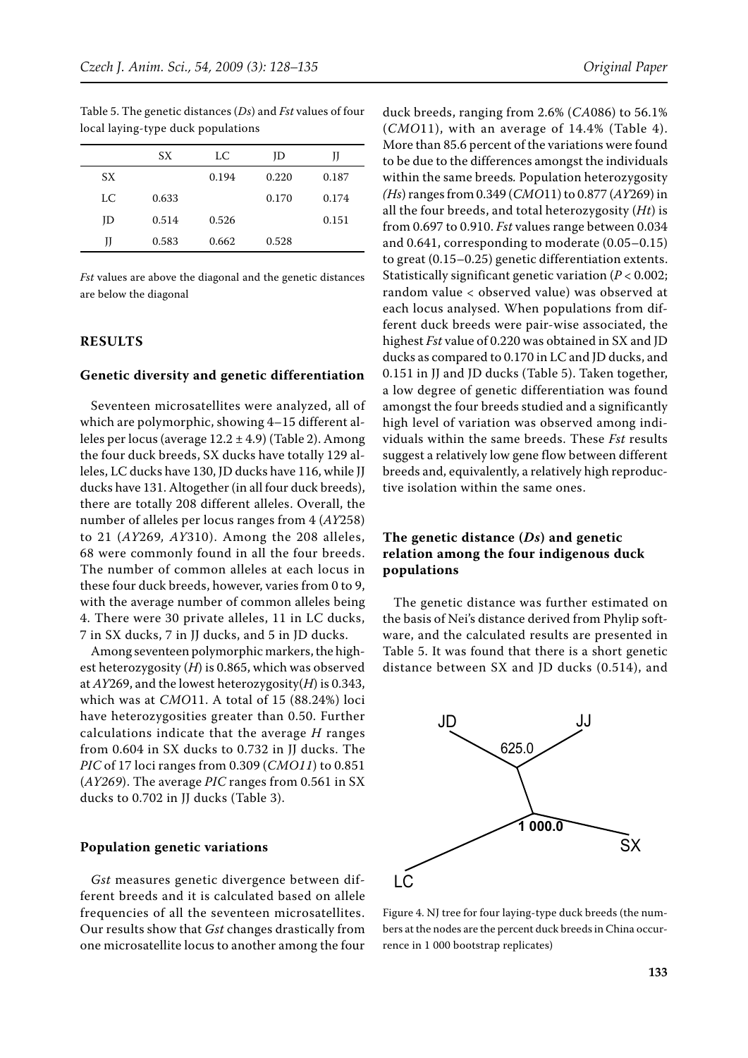Table 5. The genetic distances ($Ds$) and $Fst$ values of four local laying-type duck populations

| | SX | LC | JD | JJ |
|---|---|---|---|---|
| SX | | 0.194 | 0.220 | 0.187 |
| LC | 0.633 | | 0.170 | 0.174 |
| JD | 0.514 | 0.526 | | 0.151 |
| JJ | 0.583 | 0.662 | 0.528 | |

$Fst$ values are above the diagonal and the genetic distances are below the diagonal

## RESULTS

### Genetic diversity and genetic differentiation

Seventeen microsatellites were analyzed, all of which are polymorphic, showing 4–15 different alleles per locus (average 12.2 ± 4.9) (Table 2). Among the four duck breeds, SX ducks have totally 129 alleles, LC ducks have 130, JD ducks have 116, while JJ ducks have 131. Altogether (in all four duck breeds), there are totally 208 different alleles. Overall, the number of alleles per locus ranges from 4 (*AY*258) to 21 (*AY*269, *AY*310). Among the 208 alleles, 68 were commonly found in all the four breeds. The number of common alleles at each locus in these four duck breeds, however, varies from 0 to 9, with the average number of common alleles being 4. There were 30 private alleles, 11 in LC ducks, 7 in SX ducks, 7 in JJ ducks, and 5 in JD ducks.

Among seventeen polymorphic markers, the highest heterozygosity ($H$) is 0.865, which was observed at *AY*269, and the lowest heterozygosity($H$) is 0.343, which was at *CMO*11. A total of 15 (88.24%) loci have heterozygosities greater than 0.50. Further calculations indicate that the average $H$ ranges from 0.604 in SX ducks to 0.732 in JJ ducks. The $PIC$ of 17 loci ranges from 0.309 (*CMO11*) to 0.851 (*AY269*). The average $PIC$ ranges from 0.561 in SX ducks to 0.702 in JJ ducks (Table 3).

### Population genetic variations

$Gst$ measures genetic divergence between different breeds and it is calculated based on allele frequencies of all the seventeen microsatellites. Our results show that $Gst$ changes drastically from one microsatellite locus to another among the four duck breeds, ranging from 2.6% (*CA*086) to 56.1% (*CMO*11), with an average of 14.4% (Table 4). More than 85.6 percent of the variations were found to be due to the differences amongst the individuals within the same breeds. Population heterozygosity ($Hs$) ranges from 0.349 (*CMO*11) to 0.877 (*AY*269) in all the four breeds, and total heterozygosity ($Ht$) is from 0.697 to 0.910. $Fst$ values range between 0.034 and 0.641, corresponding to moderate (0.05–0.15) to great (0.15–0.25) genetic differentiation extents. Statistically significant genetic variation ($P < 0.002$; random value < observed value) was observed at each locus analysed. When populations from different duck breeds were pair-wise associated, the highest $Fst$ value of 0.220 was obtained in SX and JD ducks as compared to 0.170 in LC and JD ducks, and 0.151 in JJ and JD ducks (Table 5). Taken together, a low degree of genetic differentiation was found amongst the four breeds studied and a significantly high level of variation was observed among individuals within the same breeds. These $Fst$ results suggest a relatively low gene flow between different breeds and, equivalently, a relatively high reproductive isolation within the same ones.

### The genetic distance ($Ds$) and genetic relation among the four indigenous duck populations

The genetic distance was further estimated on the basis of Nei's distance derived from Phylip software, and the calculated results are presented in Table 5. It was found that there is a short genetic distance between SX and JD ducks (0.514), and

JD JJ 625.0 1 000.0 SX LC

Figure 4. NJ tree for four laying-type duck breeds (the numbers at the nodes are the percent duck breeds in China occurrence in 1 000 bootstrap replicates)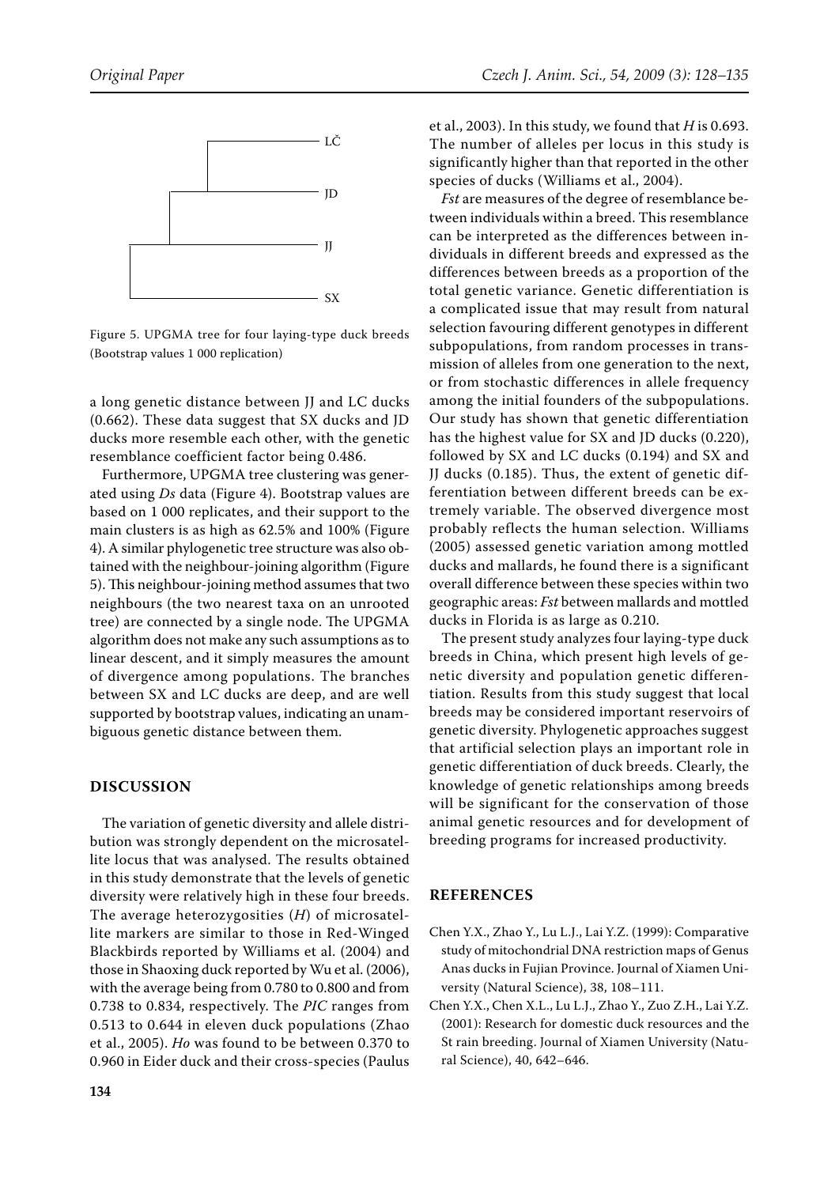Figure 5. UPGMA tree for four laying-type duck breeds (Bootstrap values 1 000 replication)

a long genetic distance between JJ and LC ducks (0.662). These data suggest that SX ducks and JD ducks more resemble each other, with the genetic resemblance coefficient factor being 0.486.

Furthermore, UPGMA tree clustering was generated using *Ds* data (Figure 4). Bootstrap values are based on 1 000 replicates, and their support to the main clusters is as high as 62.5% and 100% (Figure 4). A similar phylogenetic tree structure was also obtained with the neighbour-joining algorithm (Figure 5). This neighbour-joining method assumes that two neighbours (the two nearest taxa on an unrooted tree) are connected by a single node. The UPGMA algorithm does not make any such assumptions as to linear descent, and it simply measures the amount of divergence among populations. The branches between SX and LC ducks are deep, and are well supported by bootstrap values, indicating an unambiguous genetic distance between them.

## DISCUSSION

The variation of genetic diversity and allele distribution was strongly dependent on the microsatellite locus that was analysed. The results obtained in this study demonstrate that the levels of genetic diversity were relatively high in these four breeds. The average heterozygosities ($H$) of microsatellite markers are similar to those in Red-Winged Blackbirds reported by Williams et al. (2004) and those in Shaoxing duck reported by Wu et al. (2006), with the average being from 0.780 to 0.800 and from 0.738 to 0.834, respectively. The *PIC* ranges from 0.513 to 0.644 in eleven duck populations (Zhao et al., 2005). $Ho$ was found to be between 0.370 to 0.960 in Eider duck and their cross-species (Paulus et al., 2003). In this study, we found that $H$ is 0.693. The number of alleles per locus in this study is significantly higher than that reported in the other species of ducks (Williams et al., 2004).

*Fst* are measures of the degree of resemblance between individuals within a breed. This resemblance can be interpreted as the differences between individuals in different breeds and expressed as the differences between breeds as a proportion of the total genetic variance. Genetic differentiation is a complicated issue that may result from natural selection favouring different genotypes in different subpopulations, from random processes in transmission of alleles from one generation to the next, or from stochastic differences in allele frequency among the initial founders of the subpopulations. Our study has shown that genetic differentiation has the highest value for SX and JD ducks (0.220), followed by SX and LC ducks (0.194) and SX and JJ ducks (0.185). Thus, the extent of genetic differentiation between different breeds can be extremely variable. The observed divergence most probably reflects the human selection. Williams (2005) assessed genetic variation among mottled ducks and mallards, he found there is a significant overall difference between these species within two geographic areas: *Fst* between mallards and mottled ducks in Florida is as large as 0.210.

The present study analyzes four laying-type duck breeds in China, which present high levels of genetic diversity and population genetic differentiation. Results from this study suggest that local breeds may be considered important reservoirs of genetic diversity. Phylogenetic approaches suggest that artificial selection plays an important role in genetic differentiation of duck breeds. Clearly, the knowledge of genetic relationships among breeds will be significant for the conservation of those animal genetic resources and for development of breeding programs for increased productivity.

## REFERENCES

Chen Y.X., Zhao Y., Lu L.J., Lai Y.Z. (1999): Comparative study of mitochondrial DNA restriction maps of Genus Anas ducks in Fujian Province. Journal of Xiamen University (Natural Science), 38, 108–111.

Chen Y.X., Chen X.L., Lu L.J., Zhao Y., Zuo Z.H., Lai Y.Z. (2001): Research for domestic duck resources and the St rain breeding. Journal of Xiamen University (Natural Science), 40, 642–646.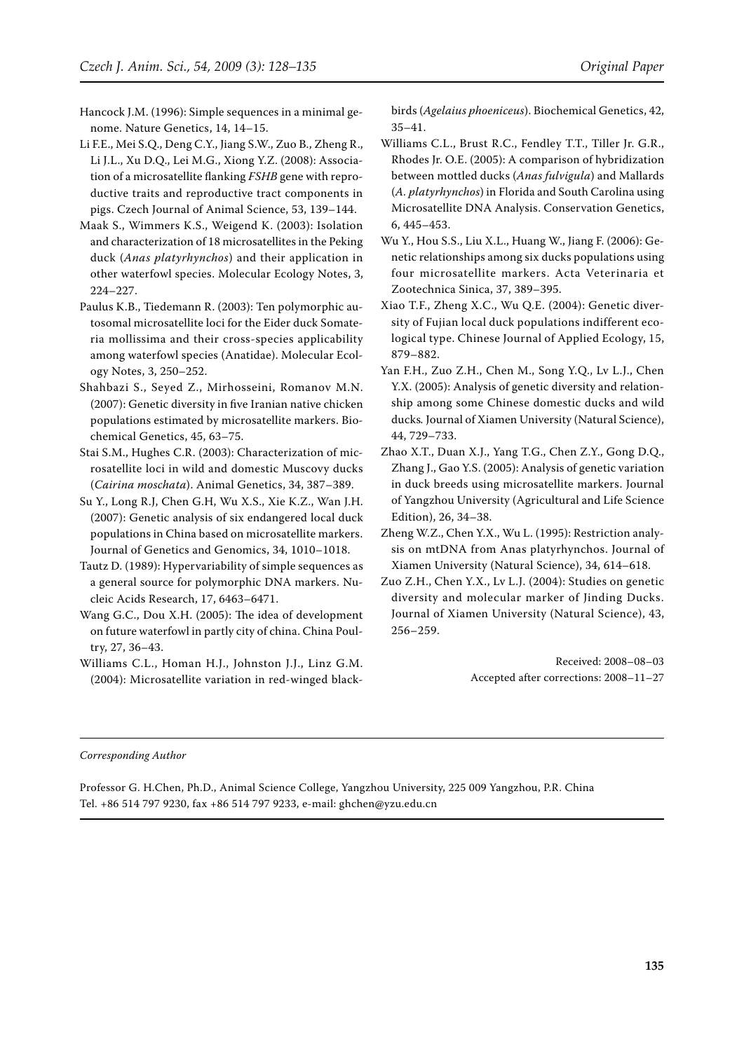Hancock J.M. (1996): Simple sequences in a minimal genome. Nature Genetics, 14, 14–15.

Li F.E., Mei S.Q., Deng C.Y., Jiang S.W., Zuo B., Zheng R., Li J.L., Xu D.Q., Lei M.G., Xiong Y.Z. (2008): Association of a microsatellite flanking *FSHB* gene with reproductive traits and reproductive tract components in pigs. Czech Journal of Animal Science, 53, 139–144.

Maak S., Wimmers K.S., Weigend K. (2003): Isolation and characterization of 18 microsatellites in the Peking duck (*Anas platyrhynchos*) and their application in other waterfowl species. Molecular Ecology Notes, 3, 224–227.

Paulus K.B., Tiedemann R. (2003): Ten polymorphic autosomal microsatellite loci for the Eider duck Somateria mollissima and their cross-species applicability among waterfowl species (Anatidae). Molecular Ecology Notes, 3, 250–252.

Shahbazi S., Seyed Z., Mirhosseini, Romanov M.N. (2007): Genetic diversity in five Iranian native chicken populations estimated by microsatellite markers. Biochemical Genetics, 45, 63–75.

Stai S.M., Hughes C.R. (2003): Characterization of microsatellite loci in wild and domestic Muscovy ducks (*Cairina moschata*). Animal Genetics, 34, 387–389.

Su Y., Long R.J, Chen G.H, Wu X.S., Xie K.Z., Wan J.H. (2007): Genetic analysis of six endangered local duck populations in China based on microsatellite markers. Journal of Genetics and Genomics, 34, 1010–1018.

Tautz D. (1989): Hypervariability of simple sequences as a general source for polymorphic DNA markers. Nucleic Acids Research, 17, 6463–6471.

Wang G.C., Dou X.H. (2005): The idea of development on future waterfowl in partly city of china. China Poultry, 27, 36–43.

Williams C.L., Homan H.J., Johnston J.J., Linz G.M. (2004): Microsatellite variation in red-winged blackbirds (*Agelaius phoeniceus*). Biochemical Genetics, 42, 35–41.

Williams C.L., Brust R.C., Fendley T.T., Tiller Jr. G.R., Rhodes Jr. O.E. (2005): A comparison of hybridization between mottled ducks (*Anas fulvigula*) and Mallards (*A. platyrhynchos*) in Florida and South Carolina using Microsatellite DNA Analysis. Conservation Genetics, 6, 445–453.

Wu Y., Hou S.S., Liu X.L., Huang W., Jiang F. (2006): Genetic relationships among six ducks populations using four microsatellite markers. Acta Veterinaria et Zootechnica Sinica, 37, 389–395.

Xiao T.F., Zheng X.C., Wu Q.E. (2004): Genetic diversity of Fujian local duck populations indifferent ecological type. Chinese Journal of Applied Ecology, 15, 879–882.

Yan F.H., Zuo Z.H., Chen M., Song Y.Q., Lv L.J., Chen Y.X. (2005): Analysis of genetic diversity and relationship among some Chinese domestic ducks and wild ducks*.* Journal of Xiamen University (Natural Science), 44, 729–733.

Zhao X.T., Duan X.J., Yang T.G., Chen Z.Y., Gong D.Q., Zhang J., Gao Y.S. (2005): Analysis of genetic variation in duck breeds using microsatellite markers. Journal of Yangzhou University (Agricultural and Life Science Edition), 26, 34–38.

Zheng W.Z., Chen Y.X., Wu L. (1995): Restriction analysis on mtDNA from Anas platyrhynchos. Journal of Xiamen University (Natural Science), 34, 614–618.

Zuo Z.H., Chen Y.X., Lv L.J. (2004): Studies on genetic diversity and molecular marker of Jinding Ducks. Journal of Xiamen University (Natural Science), 43, 256–259.

Received: 2008–08–03
Accepted after corrections: 2008–11–27

*Corresponding Author*

Professor G. H.Chen, Ph.D., Animal Science College, Yangzhou University, 225 009 Yangzhou, P.R. China
Tel. +86 514 797 9230, fax +86 514 797 9233, e-mail: ghchen@yzu.edu.cn